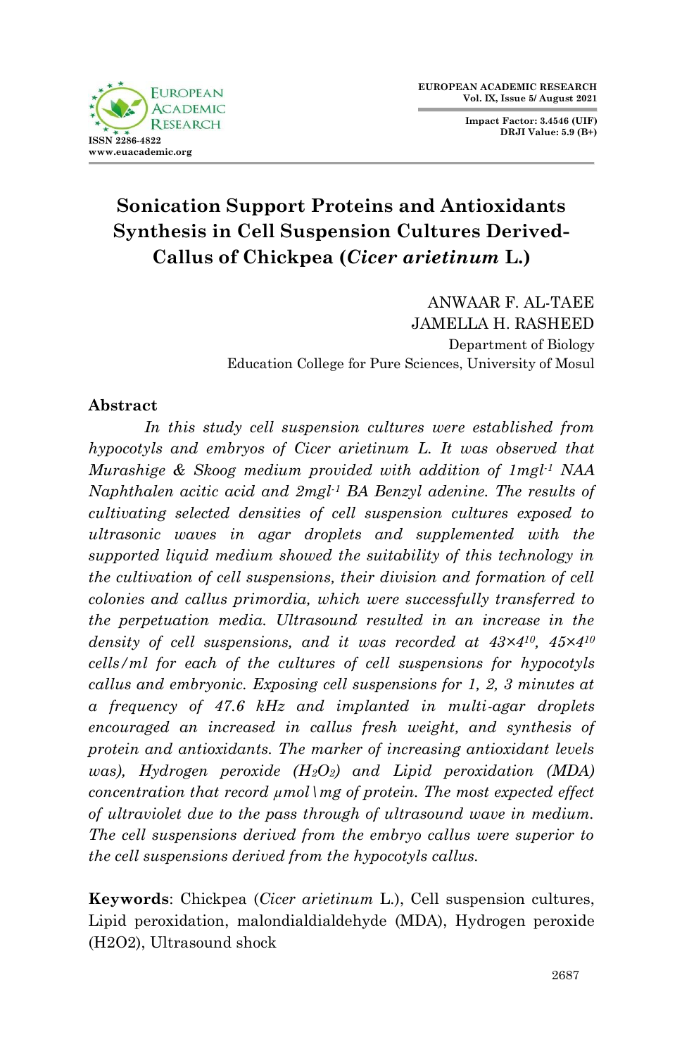# Sonication Support Proteins and Antioxidants Synthesis in Cell Suspension Cultures Derived-Callus of Chickpea (*Cicer arietinum* L.)

ANWAAR F. AL-TAEE
JAMELLA H. RASHEED
Department of Biology
Education College for Pure Sciences, University of Mosul

## Abstract

*In this study cell suspension cultures were established from hypocotyls and embryos of Cicer arietinum L. It was observed that Murashige & Skoog medium provided with addition of 1mgl$^{-1}$ NAA Naphthalen acitic acid and 2mgl$^{-1}$ BA Benzyl adenine. The results of cultivating selected densities of cell suspension cultures exposed to ultrasonic waves in agar droplets and supplemented with the supported liquid medium showed the suitability of this technology in the cultivation of cell suspensions, their division and formation of cell colonies and callus primordia, which were successfully transferred to the perpetuation media. Ultrasound resulted in an increase in the density of cell suspensions, and it was recorded at 43×4$^{10}$, 45×4$^{10}$ cells/ml for each of the cultures of cell suspensions for hypocotyls callus and embryonic. Exposing cell suspensions for 1, 2, 3 minutes at a frequency of 47.6 kHz and implanted in multi-agar droplets encouraged an increased in callus fresh weight, and synthesis of protein and antioxidants. The marker of increasing antioxidant levels was), Hydrogen peroxide ($H_2O_2$) and Lipid peroxidation (MDA) concentration that record µmol\mg of protein. The most expected effect of ultraviolet due to the pass through of ultrasound wave in medium. The cell suspensions derived from the embryo callus were superior to the cell suspensions derived from the hypocotyls callus.*

**Keywords**: Chickpea (*Cicer arietinum* L.), Cell suspension cultures, Lipid peroxidation, malondialdialdehyde (MDA), Hydrogen peroxide (H2O2), Ultrasound shock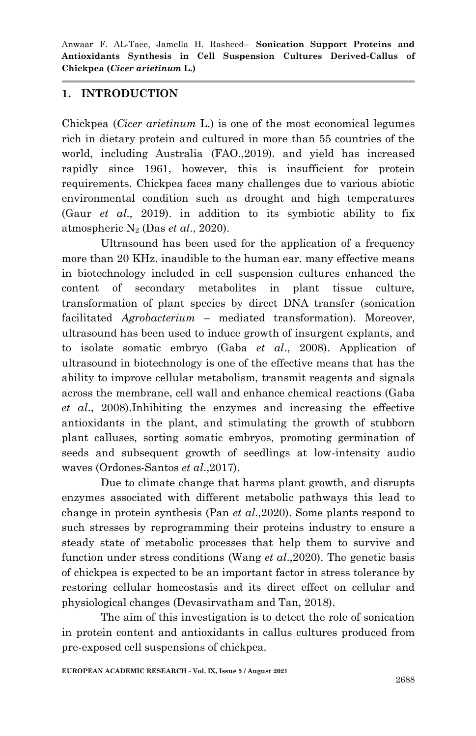## 1. INTRODUCTION

Chickpea (*Cicer arietinum* L.) is one of the most economical legumes rich in dietary protein and cultured in more than 55 countries of the world, including Australia (FAO.,2019). and yield has increased rapidly since 1961, however, this is insufficient for protein requirements. Chickpea faces many challenges due to various abiotic environmental condition such as drought and high temperatures (Gaur *et al*., 2019). in addition to its symbiotic ability to fix atmospheric $N_2$ (Das *et al*., 2020).

Ultrasound has been used for the application of a frequency more than 20 KHz. inaudible to the human ear. many effective means in biotechnology included in cell suspension cultures enhanced the content of secondary metabolites in plant tissue culture, transformation of plant species by direct DNA transfer (sonication facilitated *Agrobacterium* – mediated transformation). Moreover, ultrasound has been used to induce growth of insurgent explants, and to isolate somatic embryo (Gaba *et al*., 2008). Application of ultrasound in biotechnology is one of the effective means that has the ability to improve cellular metabolism, transmit reagents and signals across the membrane, cell wall and enhance chemical reactions (Gaba *et al*., 2008).Inhibiting the enzymes and increasing the effective antioxidants in the plant, and stimulating the growth of stubborn plant calluses, sorting somatic embryos, promoting germination of seeds and subsequent growth of seedlings at low-intensity audio waves (Ordones-Santos *et al*.,2017).

Due to climate change that harms plant growth, and disrupts enzymes associated with different metabolic pathways this lead to change in protein synthesis (Pan *et al*.,2020). Some plants respond to such stresses by reprogramming their proteins industry to ensure a steady state of metabolic processes that help them to survive and function under stress conditions (Wang *et al*.,2020). The genetic basis of chickpea is expected to be an important factor in stress tolerance by restoring cellular homeostasis and its direct effect on cellular and physiological changes (Devasirvatham and Tan, 2018).

The aim of this investigation is to detect the role of sonication in protein content and antioxidants in callus cultures produced from pre-exposed cell suspensions of chickpea.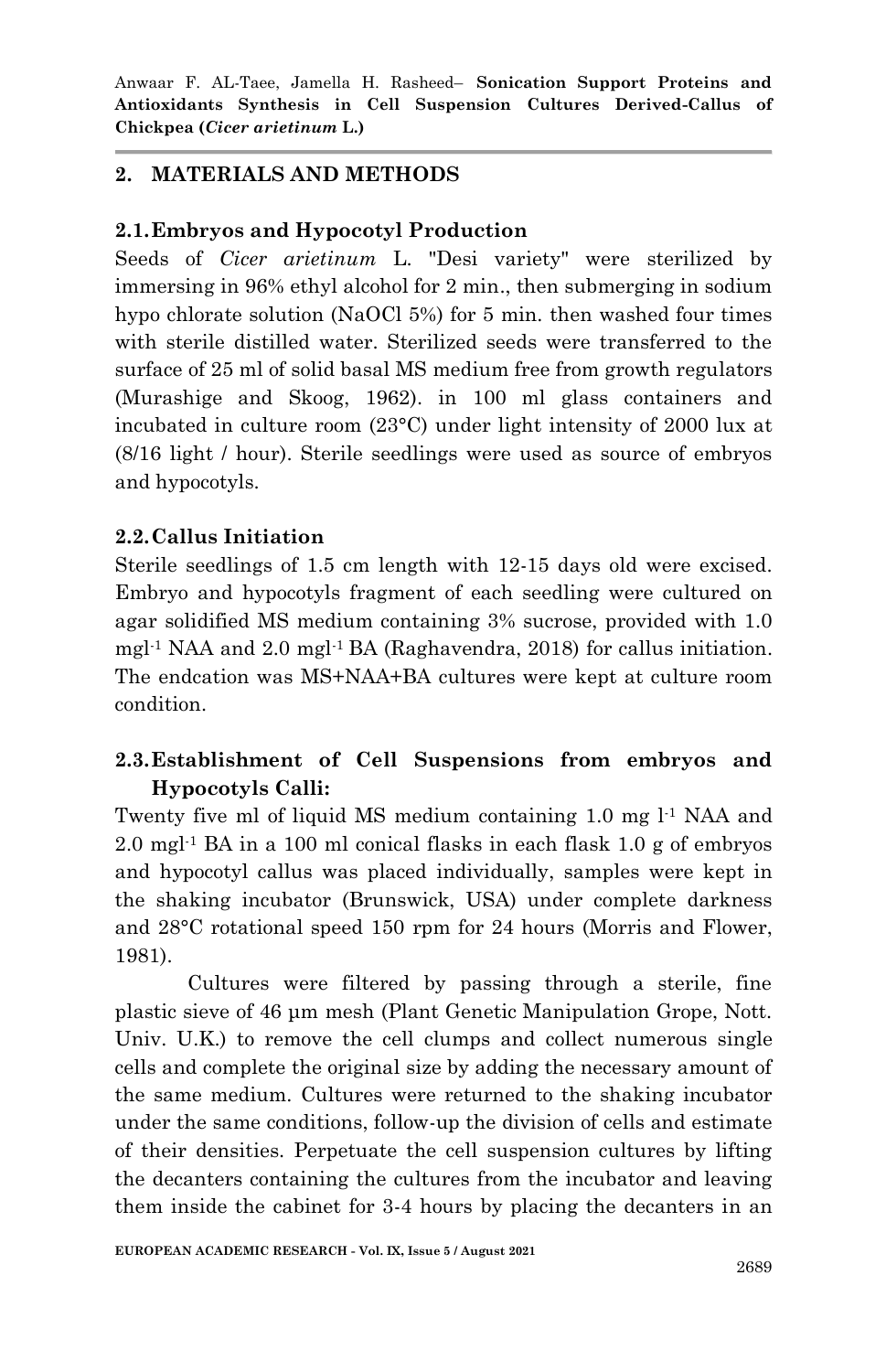## 2. MATERIALS AND METHODS

### 2.1. Embryos and Hypocotyl Production

Seeds of *Cicer arietinum* L. "Desi variety" were sterilized by immersing in 96% ethyl alcohol for 2 min., then submerging in sodium hypo chlorate solution (NaOCl 5%) for 5 min. then washed four times with sterile distilled water. Sterilized seeds were transferred to the surface of 25 ml of solid basal MS medium free from growth regulators (Murashige and Skoog, 1962). in 100 ml glass containers and incubated in culture room (23°C) under light intensity of 2000 lux at (8/16 light / hour). Sterile seedlings were used as source of embryos and hypocotyls.

### 2.2. Callus Initiation

Sterile seedlings of 1.5 cm length with 12-15 days old were excised. Embryo and hypocotyls fragment of each seedling were cultured on agar solidified MS medium containing 3% sucrose, provided with 1.0 $mgl^{-1}$ NAA and 2.0 $mgl^{-1}$ BA (Raghavendra, 2018) for callus initiation. The endcation was MS+NAA+BA cultures were kept at culture room condition.

### 2.3. Establishment of Cell Suspensions from embryos and Hypocotyls Calli:

Twenty five ml of liquid MS medium containing 1.0 mg $l^{-1}$ NAA and 2.0 $mgl^{-1}$ BA in a 100 ml conical flasks in each flask 1.0 g of embryos and hypocotyl callus was placed individually, samples were kept in the shaking incubator (Brunswick, USA) under complete darkness and 28°C rotational speed 150 rpm for 24 hours (Morris and Flower, 1981).

Cultures were filtered by passing through a sterile, fine plastic sieve of 46 µm mesh (Plant Genetic Manipulation Grope, Nott. Univ. U.K.) to remove the cell clumps and collect numerous single cells and complete the original size by adding the necessary amount of the same medium. Cultures were returned to the shaking incubator under the same conditions, follow-up the division of cells and estimate of their densities. Perpetuate the cell suspension cultures by lifting the decanters containing the cultures from the incubator and leaving them inside the cabinet for 3-4 hours by placing the decanters in an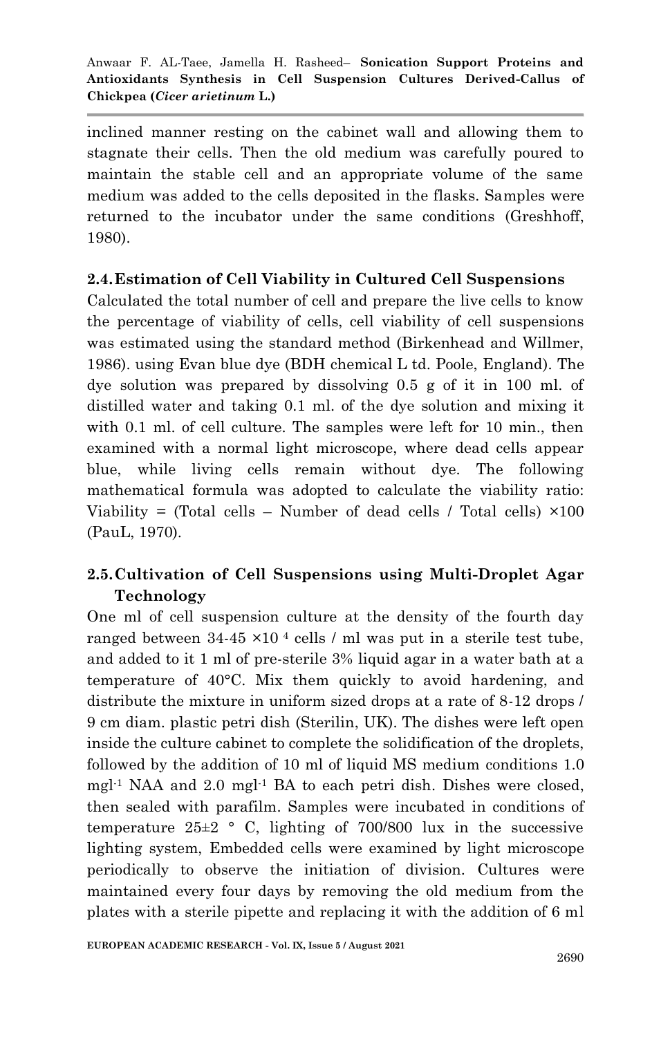inclined manner resting on the cabinet wall and allowing them to stagnate their cells. Then the old medium was carefully poured to maintain the stable cell and an appropriate volume of the same medium was added to the cells deposited in the flasks. Samples were returned to the incubator under the same conditions (Greshhoff, 1980).

## 2.4. Estimation of Cell Viability in Cultured Cell Suspensions

Calculated the total number of cell and prepare the live cells to know the percentage of viability of cells, cell viability of cell suspensions was estimated using the standard method (Birkenhead and Willmer, 1986). using Evan blue dye (BDH chemical L td. Poole, England). The dye solution was prepared by dissolving 0.5 g of it in 100 ml. of distilled water and taking 0.1 ml. of the dye solution and mixing it with 0.1 ml. of cell culture. The samples were left for 10 min., then examined with a normal light microscope, where dead cells appear blue, while living cells remain without dye. The following mathematical formula was adopted to calculate the viability ratio: Viability = (Total cells – Number of dead cells / Total cells) ×100 (PauL, 1970).

## 2.5. Cultivation of Cell Suspensions using Multi-Droplet Agar Technology

One ml of cell suspension culture at the density of the fourth day ranged between 34-45 $\times 10^{4}$ cells / ml was put in a sterile test tube, and added to it 1 ml of pre-sterile 3% liquid agar in a water bath at a temperature of 40°C. Mix them quickly to avoid hardening, and distribute the mixture in uniform sized drops at a rate of 8-12 drops / 9 cm diam. plastic petri dish (Sterilin, UK). The dishes were left open inside the culture cabinet to complete the solidification of the droplets, followed by the addition of 10 ml of liquid MS medium conditions 1.0 $mgl^{-1}$ NAA and 2.0 $mgl^{-1}$ BA to each petri dish. Dishes were closed, then sealed with parafilm. Samples were incubated in conditions of temperature 25±2 ° C, lighting of 700/800 lux in the successive lighting system, Embedded cells were examined by light microscope periodically to observe the initiation of division. Cultures were maintained every four days by removing the old medium from the plates with a sterile pipette and replacing it with the addition of 6 ml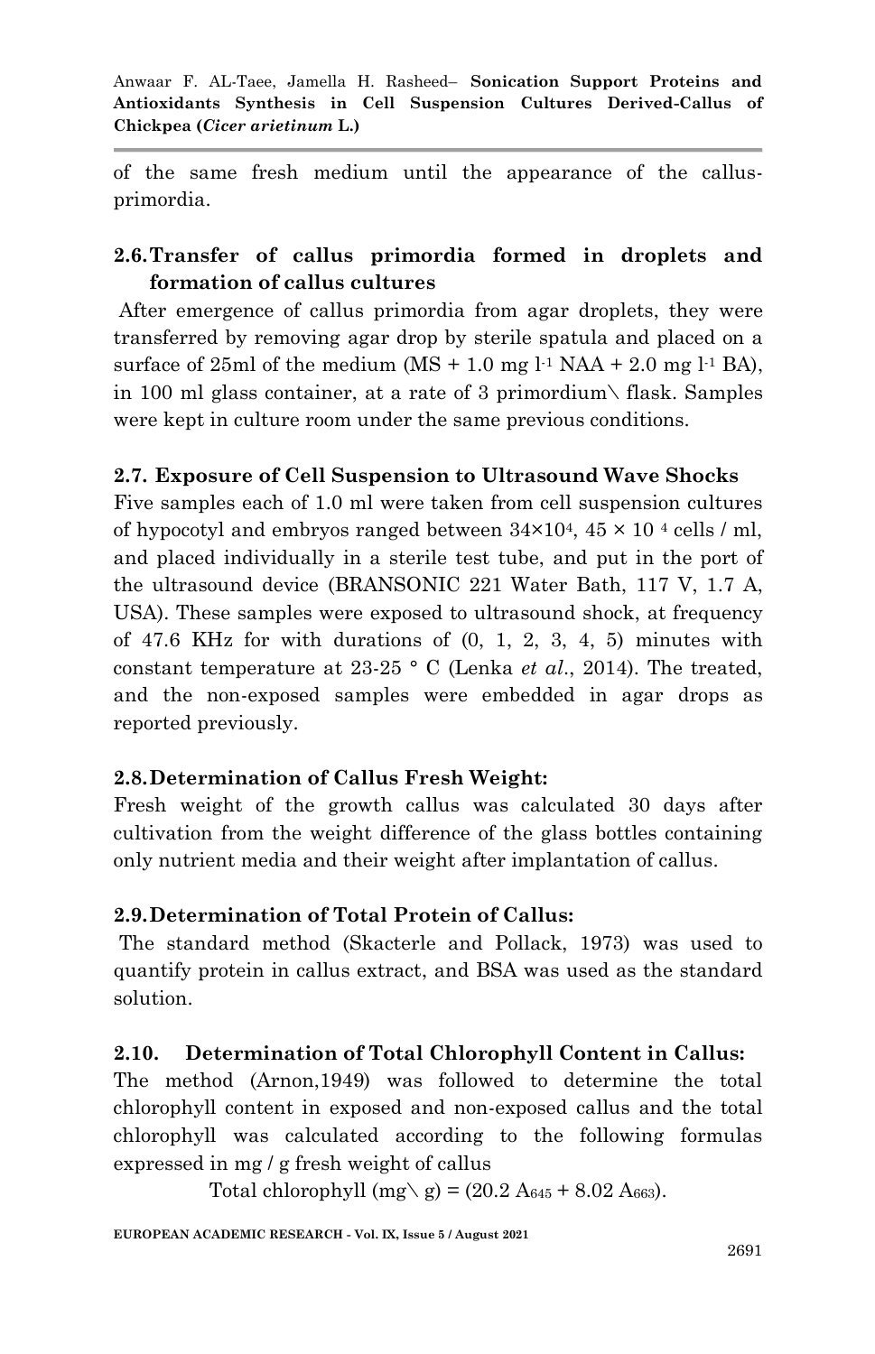of the same fresh medium until the appearance of the callus-primordia.

## 2.6. Transfer of callus primordia formed in droplets and formation of callus cultures

After emergence of callus primordia from agar droplets, they were transferred by removing agar drop by sterile spatula and placed on a surface of 25ml of the medium (MS + 1.0 mg $l^{-1}$ NAA + 2.0 mg $l^{-1}$ BA), in 100 ml glass container, at a rate of 3 primordium\ flask. Samples were kept in culture room under the same previous conditions.

## 2.7. Exposure of Cell Suspension to Ultrasound Wave Shocks

Five samples each of 1.0 ml were taken from cell suspension cultures of hypocotyl and embryos ranged between $34\times10^4$, $45 \times 10^4$ cells / ml, and placed individually in a sterile test tube, and put in the port of the ultrasound device (BRANSONIC 221 Water Bath, 117 V, 1.7 A, USA). These samples were exposed to ultrasound shock, at frequency of 47.6 KHz for with durations of (0, 1, 2, 3, 4, 5) minutes with constant temperature at 23-25 ° C (Lenka *et al*., 2014). The treated, and the non-exposed samples were embedded in agar drops as reported previously.

## 2.8. Determination of Callus Fresh Weight:

Fresh weight of the growth callus was calculated 30 days after cultivation from the weight difference of the glass bottles containing only nutrient media and their weight after implantation of callus.

## 2.9. Determination of Total Protein of Callus:

The standard method (Skacterle and Pollack, 1973) was used to quantify protein in callus extract, and BSA was used as the standard solution.

## 2.10. Determination of Total Chlorophyll Content in Callus:

The method (Arnon,1949) was followed to determine the total chlorophyll content in exposed and non-exposed callus and the total chlorophyll was calculated according to the following formulas expressed in mg / g fresh weight of callus

$$\text{Total chlorophyll (mg\\ g)} = (20.2\ A_{645} + 8.02\ A_{663}).$$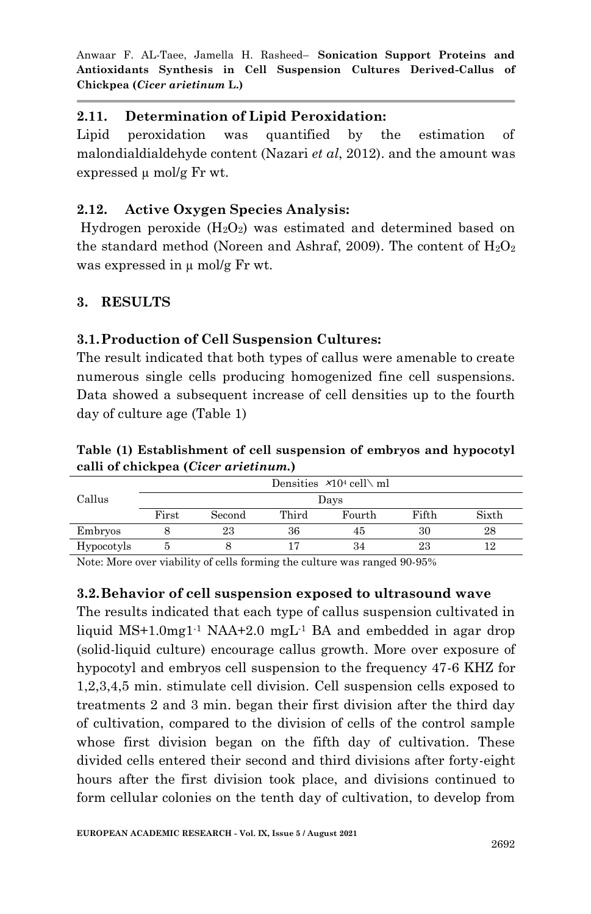### 2.11. Determination of Lipid Peroxidation:

Lipid peroxidation was quantified by the estimation of malondialdialdehyde content (Nazari *et al*, 2012). and the amount was expressed µ mol/g Fr wt.

### 2.12. Active Oxygen Species Analysis:

Hydrogen peroxide ($H_2O_2$) was estimated and determined based on the standard method (Noreen and Ashraf, 2009). The content of $H_2O_2$ was expressed in µ mol/g Fr wt.

## 3. RESULTS

### 3.1. Production of Cell Suspension Cultures:

The result indicated that both types of callus were amenable to create numerous single cells producing homogenized fine cell suspensions. Data showed a subsequent increase of cell densities up to the fourth day of culture age (Table 1)

**Table (1) Establishment of cell suspension of embryos and hypocotyl calli of chickpea (*Cicer arietinum.*)**

| Callus | Densities $\times 10^4$ cell\ ml | | | | | |
|---|---|---|---|---|---|---|
| | Days | | | | | |
| | First | Second | Third | Fourth | Fifth | Sixth |
| Embryos | 8 | 23 | 36 | 45 | 30 | 28 |
| Hypocotyls | 5 | 8 | 17 | 34 | 23 | 12 |

Note: More over viability of cells forming the culture was ranged 90-95%

### 3.2. Behavior of cell suspension exposed to ultrasound wave

The results indicated that each type of callus suspension cultivated in liquid MS+1.0mg$l^{-1}$ NAA+2.0 mg$L^{-1}$ BA and embedded in agar drop (solid-liquid culture) encourage callus growth. More over exposure of hypocotyl and embryos cell suspension to the frequency 47-6 KHZ for 1,2,3,4,5 min. stimulate cell division. Cell suspension cells exposed to treatments 2 and 3 min. began their first division after the third day of cultivation, compared to the division of cells of the control sample whose first division began on the fifth day of cultivation. These divided cells entered their second and third divisions after forty-eight hours after the first division took place, and divisions continued to form cellular colonies on the tenth day of cultivation, to develop from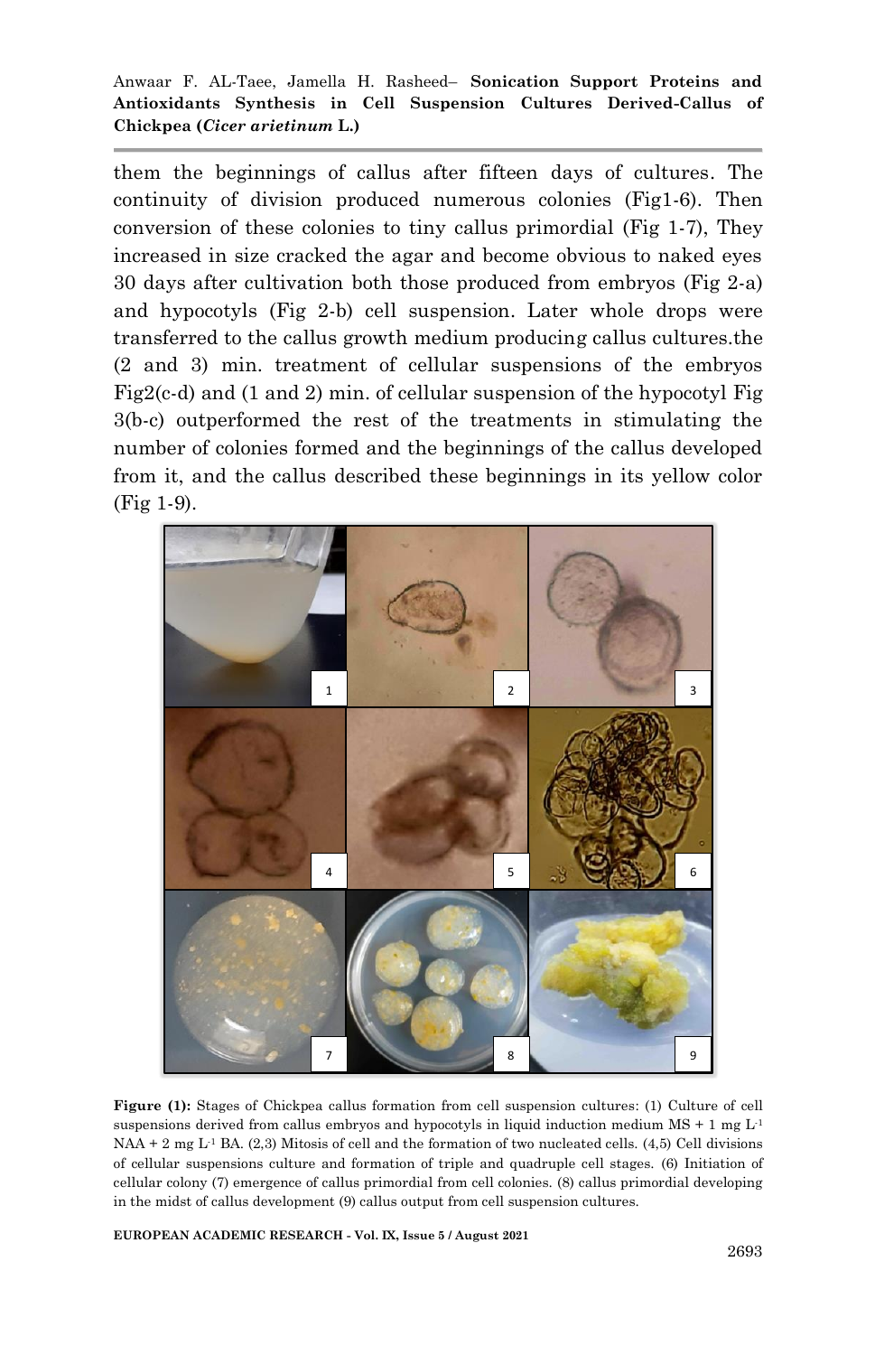them the beginnings of callus after fifteen days of cultures. The continuity of division produced numerous colonies (Fig1-6). Then conversion of these colonies to tiny callus primordial (Fig 1-7), They increased in size cracked the agar and become obvious to naked eyes 30 days after cultivation both those produced from embryos (Fig 2-a) and hypocotyls (Fig 2-b) cell suspension. Later whole drops were transferred to the callus growth medium producing callus cultures.the (2 and 3) min. treatment of cellular suspensions of the embryos Fig2(c-d) and (1 and 2) min. of cellular suspension of the hypocotyl Fig 3(b-c) outperformed the rest of the treatments in stimulating the number of colonies formed and the beginnings of the callus developed from it, and the callus described these beginnings in its yellow color (Fig 1-9).

**Figure (1):** Stages of Chickpea callus formation from cell suspension cultures: (1) Culture of cell suspensions derived from callus embryos and hypocotyls in liquid induction medium MS + 1 mg $L^{-1}$ NAA + 2 mg $L^{-1}$ BA. (2,3) Mitosis of cell and the formation of two nucleated cells. (4,5) Cell divisions of cellular suspensions culture and formation of triple and quadruple cell stages. (6) Initiation of cellular colony (7) emergence of callus primordial from cell colonies. (8) callus primordial developing in the midst of callus development (9) callus output from cell suspension cultures.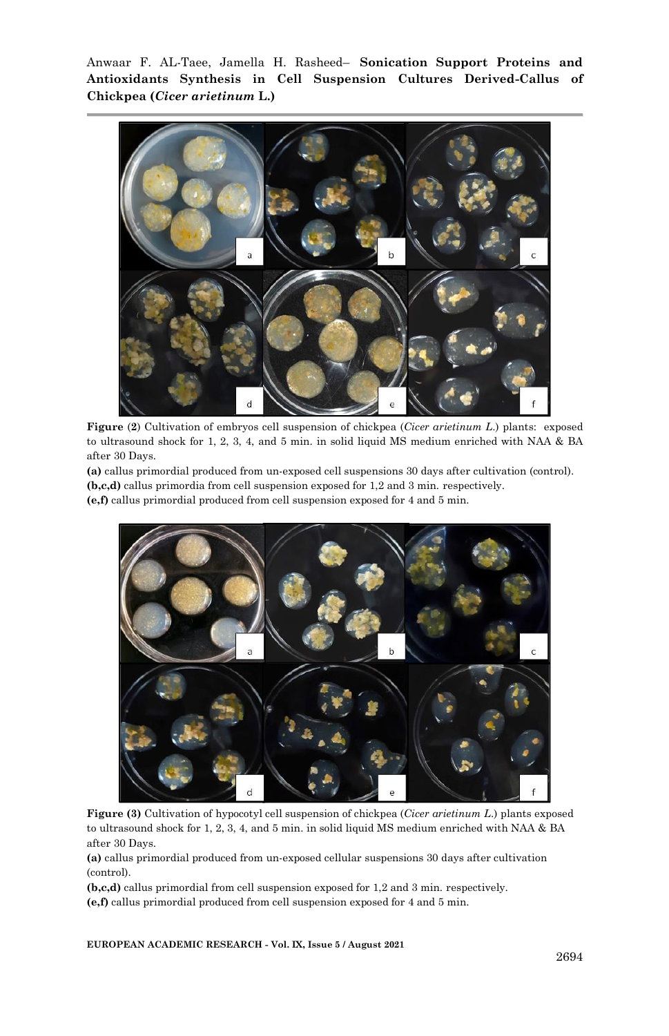**Figure (2)** Cultivation of embryos cell suspension of chickpea (*Cicer arietinum L.*) plants: exposed to ultrasound shock for 1, 2, 3, 4, and 5 min. in solid liquid MS medium enriched with NAA & BA after 30 Days.

**(a)** callus primordial produced from un-exposed cell suspensions 30 days after cultivation (control).

**(b,c,d)** callus primordia from cell suspension exposed for 1,2 and 3 min. respectively.

**(e,f)** callus primordial produced from cell suspension exposed for 4 and 5 min.

**Figure (3)** Cultivation of hypocotyl cell suspension of chickpea (*Cicer arietinum L.*) plants exposed to ultrasound shock for 1, 2, 3, 4, and 5 min. in solid liquid MS medium enriched with NAA & BA after 30 Days.

**(a)** callus primordial produced from un-exposed cellular suspensions 30 days after cultivation (control).

**(b,c,d)** callus primordial from cell suspension exposed for 1,2 and 3 min. respectively.

**(e,f)** callus primordial produced from cell suspension exposed for 4 and 5 min.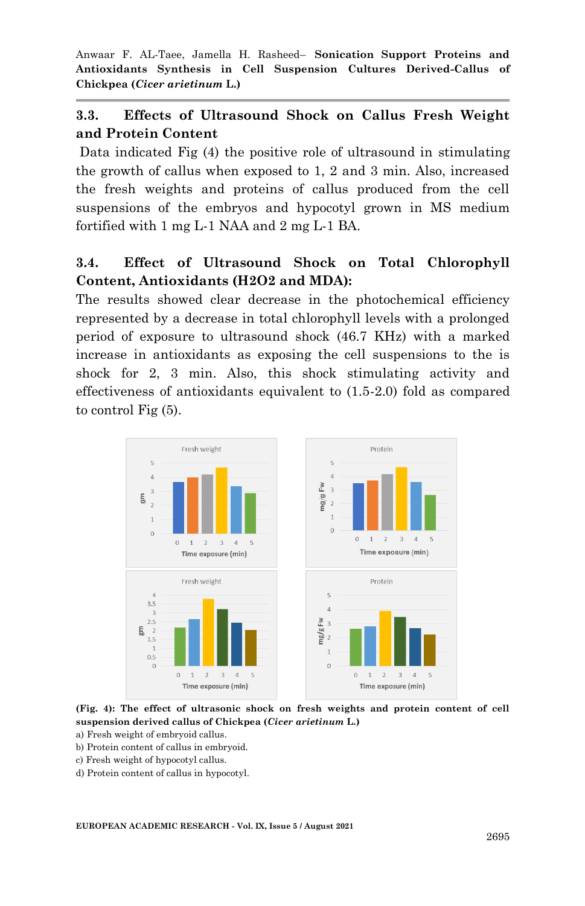### 3.3. Effects of Ultrasound Shock on Callus Fresh Weight and Protein Content

Data indicated Fig (4) the positive role of ultrasound in stimulating the growth of callus when exposed to 1, 2 and 3 min. Also, increased the fresh weights and proteins of callus produced from the cell suspensions of the embryos and hypocotyl grown in MS medium fortified with 1 mg L-1 NAA and 2 mg L-1 BA.

### 3.4. Effect of Ultrasound Shock on Total Chlorophyll Content, Antioxidants (H2O2 and MDA):

The results showed clear decrease in the photochemical efficiency represented by a decrease in total chlorophyll levels with a prolonged period of exposure to ultrasound shock (46.7 KHz) with a marked increase in antioxidants as exposing the cell suspensions to the is shock for 2, 3 min. Also, this shock stimulating activity and effectiveness of antioxidants equivalent to (1.5-2.0) fold as compared to control Fig (5).

**(Fig. 4): The effect of ultrasonic shock on fresh weights and protein content of cell suspension derived callus of Chickpea (*Cicer arietinum* L.)**

a) Fresh weight of embryoid callus.

b) Protein content of callus in embryoid.

c) Fresh weight of hypocotyl callus.

d) Protein content of callus in hypocotyl.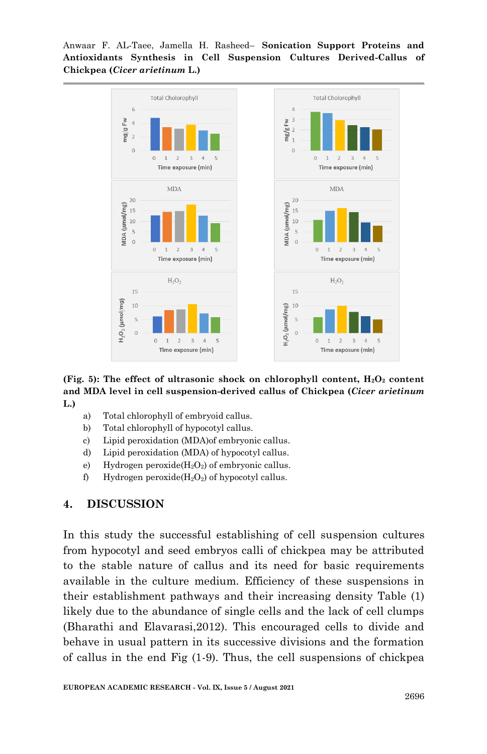**(Fig. 5): The effect of ultrasonic shock on chlorophyll content, $H_2O_2$ content and MDA level in cell suspension-derived callus of Chickpea (*Cicer arietinum* L.)**

a) Total chlorophyll of embryoid callus.
b) Total chlorophyll of hypocotyl callus.
c) Lipid peroxidation (MDA)of embryonic callus.
d) Lipid peroxidation (MDA) of hypocotyl callus.
e) Hydrogen peroxide($H_2O_2$) of embryonic callus.
f) Hydrogen peroxide($H_2O_2$) of hypocotyl callus.

## 4. DISCUSSION

In this study the successful establishing of cell suspension cultures from hypocotyl and seed embryos calli of chickpea may be attributed to the stable nature of callus and its need for basic requirements available in the culture medium. Efficiency of these suspensions in their establishment pathways and their increasing density Table (1) likely due to the abundance of single cells and the lack of cell clumps (Bharathi and Elavarasi,2012). This encouraged cells to divide and behave in usual pattern in its successive divisions and the formation of callus in the end Fig (1-9). Thus, the cell suspensions of chickpea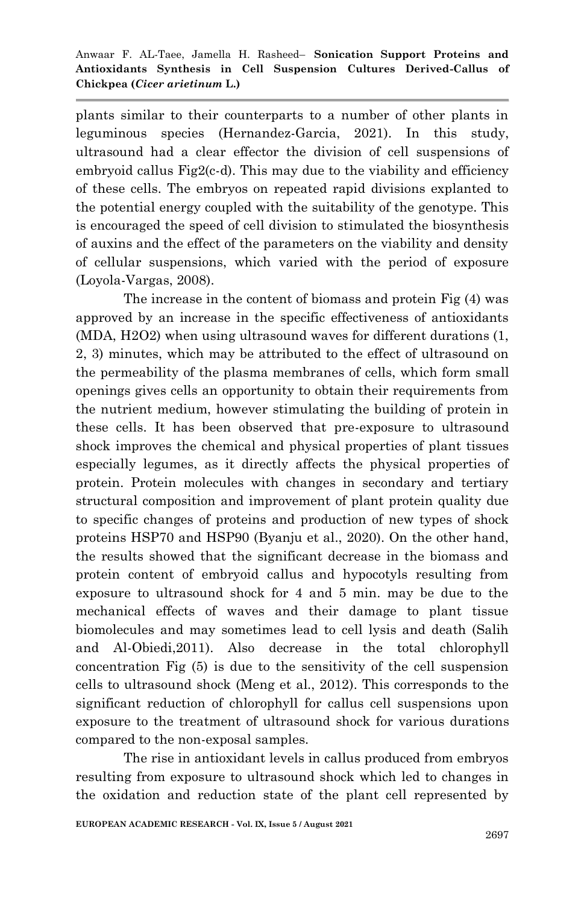plants similar to their counterparts to a number of other plants in leguminous species (Hernandez-Garcia, 2021). In this study, ultrasound had a clear effector the division of cell suspensions of embryoid callus Fig2(c-d). This may due to the viability and efficiency of these cells. The embryos on repeated rapid divisions explanted to the potential energy coupled with the suitability of the genotype. This is encouraged the speed of cell division to stimulated the biosynthesis of auxins and the effect of the parameters on the viability and density of cellular suspensions, which varied with the period of exposure (Loyola-Vargas, 2008).

The increase in the content of biomass and protein Fig (4) was approved by an increase in the specific effectiveness of antioxidants (MDA, $H_2O_2$) when using ultrasound waves for different durations (1, 2, 3) minutes, which may be attributed to the effect of ultrasound on the permeability of the plasma membranes of cells, which form small openings gives cells an opportunity to obtain their requirements from the nutrient medium, however stimulating the building of protein in these cells. It has been observed that pre-exposure to ultrasound shock improves the chemical and physical properties of plant tissues especially legumes, as it directly affects the physical properties of protein. Protein molecules with changes in secondary and tertiary structural composition and improvement of plant protein quality due to specific changes of proteins and production of new types of shock proteins HSP70 and HSP90 (Byanju et al., 2020). On the other hand, the results showed that the significant decrease in the biomass and protein content of embryoid callus and hypocotyls resulting from exposure to ultrasound shock for 4 and 5 min. may be due to the mechanical effects of waves and their damage to plant tissue biomolecules and may sometimes lead to cell lysis and death (Salih and Al-Obiedi,2011). Also decrease in the total chlorophyll concentration Fig (5) is due to the sensitivity of the cell suspension cells to ultrasound shock (Meng et al., 2012). This corresponds to the significant reduction of chlorophyll for callus cell suspensions upon exposure to the treatment of ultrasound shock for various durations compared to the non-exposal samples.

The rise in antioxidant levels in callus produced from embryos resulting from exposure to ultrasound shock which led to changes in the oxidation and reduction state of the plant cell represented by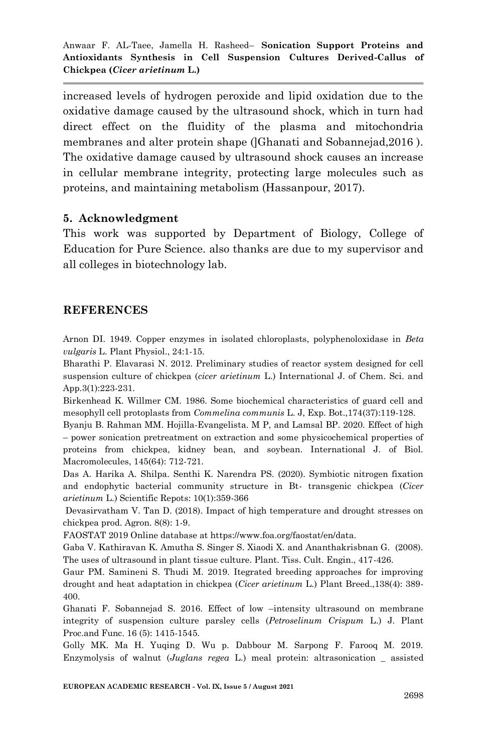increased levels of hydrogen peroxide and lipid oxidation due to the oxidative damage caused by the ultrasound shock, which in turn had direct effect on the fluidity of the plasma and mitochondria membranes and alter protein shape (]Ghanati and Sobannejad,2016 ). The oxidative damage caused by ultrasound shock causes an increase in cellular membrane integrity, protecting large molecules such as proteins, and maintaining metabolism (Hassanpour, 2017).

## 5. Acknowledgment

This work was supported by Department of Biology, College of Education for Pure Science. also thanks are due to my supervisor and all colleges in biotechnology lab.

## REFERENCES

Arnon DI. 1949. Copper enzymes in isolated chloroplasts, polyphenoloxidase in *Beta vulgaris* L. Plant Physiol., 24:1-15.

Bharathi P. Elavarasi N. 2012. Preliminary studies of reactor system designed for cell suspension culture of chickpea (*cicer arietinum* L.) International J. of Chem. Sci. and App.3(1):223-231.

Birkenhead K. Willmer CM. 1986. Some biochemical characteristics of guard cell and mesophyll cell protoplasts from *Commelina communis* L. J, Exp. Bot.,174(37):119-128.

Byanju B. Rahman MM. Hojilla-Evangelista. M P, and Lamsal BP. 2020. Effect of high – power sonication pretreatment on extraction and some physicochemical properties of proteins from chickpea, kidney bean, and soybean. International J. of Biol. Macromolecules, 145(64): 712-721.

Das A. Harika A. Shilpa. Senthi K. Narendra PS. (2020). Symbiotic nitrogen fixation and endophytic bacterial community structure in Bt- transgenic chickpea (*Cicer arietinum* L.) Scientific Repots: 10(1):359-366

Devasirvatham V. Tan D. (2018). Impact of high temperature and drought stresses on chickpea prod. Agron. 8(8): 1-9.

FAOSTAT 2019 Online database at https://www.foa.org/faostat/en/data.

Gaba V. Kathiravan K. Amutha S. Singer S. Xiaodi X. and Ananthakrisbnan G. (2008). The uses of ultrasound in plant tissue culture. Plant. Tiss. Cult. Engin., 417-426.

Gaur PM. Samineni S. Thudi M. 2019. Itegrated breeding approaches for improving drought and heat adaptation in chickpea (*Cicer arietinum* L.) Plant Breed.,138(4): 389-400.

Ghanati F. Sobannejad S. 2016. Effect of low –intensity ultrasound on membrane integrity of suspension culture parsley cells (*Petroselinum Crispum* L.) J. Plant Proc.and Func. 16 (5): 1415-1545.

Golly MK. Ma H. Yuqing D. Wu p. Dabbour M. Sarpong F. Farooq M. 2019. Enzymolysis of walnut (*Juglans regea* L.) meal protein: altrasonication _ assisted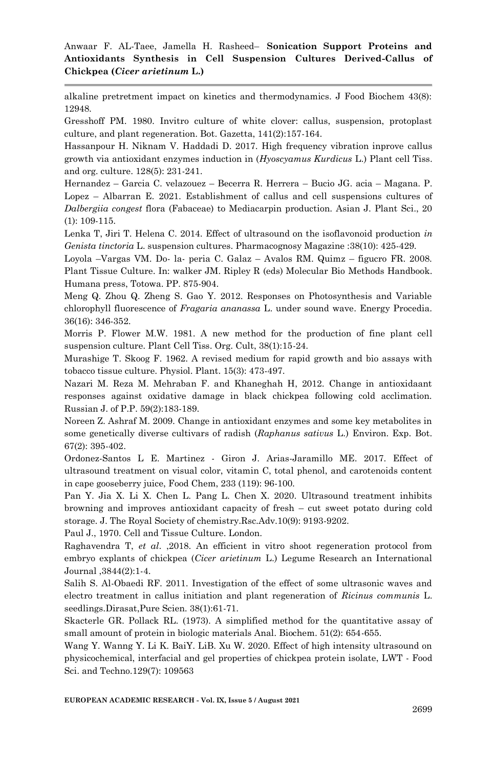alkaline pretretment impact on kinetics and thermodynamics. J Food Biochem 43(8): 12948.

Gresshoff PM. 1980. Invitro culture of white clover: callus, suspension, protoplast culture, and plant regeneration. Bot. Gazetta, 141(2):157-164.

Hassanpour H. Niknam V. Haddadi D. 2017. High frequency vibration inprove callus growth via antioxidant enzymes induction in (*Hyoscyamus Kurdicus* L.) Plant cell Tiss. and org. culture. 128(5): 231-241.

Hernandez – Garcia C. velazouez – Becerra R. Herrera – Bucio JG. acia – Magana. P. Lopez – Albarran E. 2021. Establishment of callus and cell suspensions cultures of *Dalbergiia congest* flora (Fabaceae) to Mediacarpin production. Asian J. Plant Sci., 20 (1): 109-115.

Lenka T, Jiri T. Helena C. 2014. Effect of ultrasound on the isoflavonoid production *in Genista tinctoria* L. suspension cultures. Pharmacognosy Magazine :38(10): 425-429.

Loyola –Vargas VM. Do- la- peria C. Galaz – Avalos RM. Quimz – figucro FR. 2008. Plant Tissue Culture. In: walker JM. Ripley R (eds) Molecular Bio Methods Handbook. Humana press, Totowa. PP. 875-904.

Meng Q. Zhou Q. Zheng S. Gao Y. 2012. Responses on Photosynthesis and Variable chlorophyll fluorescence of *Fragaria ananassa* L. under sound wave. Energy Procedia. 36(16): 346-352.

Morris P. Flower M.W. 1981. A new method for the production of fine plant cell suspension culture. Plant Cell Tiss. Org. Cult, 38(1):15-24.

Murashige T. Skoog F. 1962. A revised medium for rapid growth and bio assays with tobacco tissue culture. Physiol. Plant. 15(3): 473-497.

Nazari M. Reza M. Mehraban F. and Khaneghah H, 2012. Change in antioxidaant responses against oxidative damage in black chickpea following cold acclimation. Russian J. of P.P. 59(2):183-189.

Noreen Z. Ashraf M. 2009. Change in antioxidant enzymes and some key metabolites in some genetically diverse cultivars of radish (*Raphanus sativus* L.) Environ. Exp. Bot. 67(2): 395-402.

Ordonez-Santos L E. Martinez - Giron J. Arias-Jaramillo ME. 2017. Effect of ultrasound treatment on visual color, vitamin C, total phenol, and carotenoids content in cape gooseberry juice, Food Chem, 233 (119): 96-100.

Pan Y. Jia X. Li X. Chen L. Pang L. Chen X. 2020. Ultrasound treatment inhibits browning and improves antioxidant capacity of fresh – cut sweet potato during cold storage. J. The Royal Society of chemistry.Rsc.Adv.10(9): 9193-9202.

Paul J., 1970. Cell and Tissue Culture. London.

Raghavendra T, *et al*. ,2018. An efficient in vitro shoot regeneration protocol from embryo explants of chickpea (*Cicer arietinum* L.) Legume Research an International Journal ,3844(2):1-4.

Salih S. Al-Obaedi RF. 2011. Investigation of the effect of some ultrasonic waves and electro treatment in callus initiation and plant regeneration of *Ricinus communis* L. seedlings.Dirasat,Pure Scien. 38(1):61-71.

Skacterle GR. Pollack RL. (1973). A simplified method for the quantitative assay of small amount of protein in biologic materials Anal. Biochem. 51(2): 654-655.

Wang Y. Wanng Y. Li K. BaiY. LiB. Xu W. 2020. Effect of high intensity ultrasound on physicochemical, interfacial and gel properties of chickpea protein isolate, LWT - Food Sci. and Techno.129(7): 109563